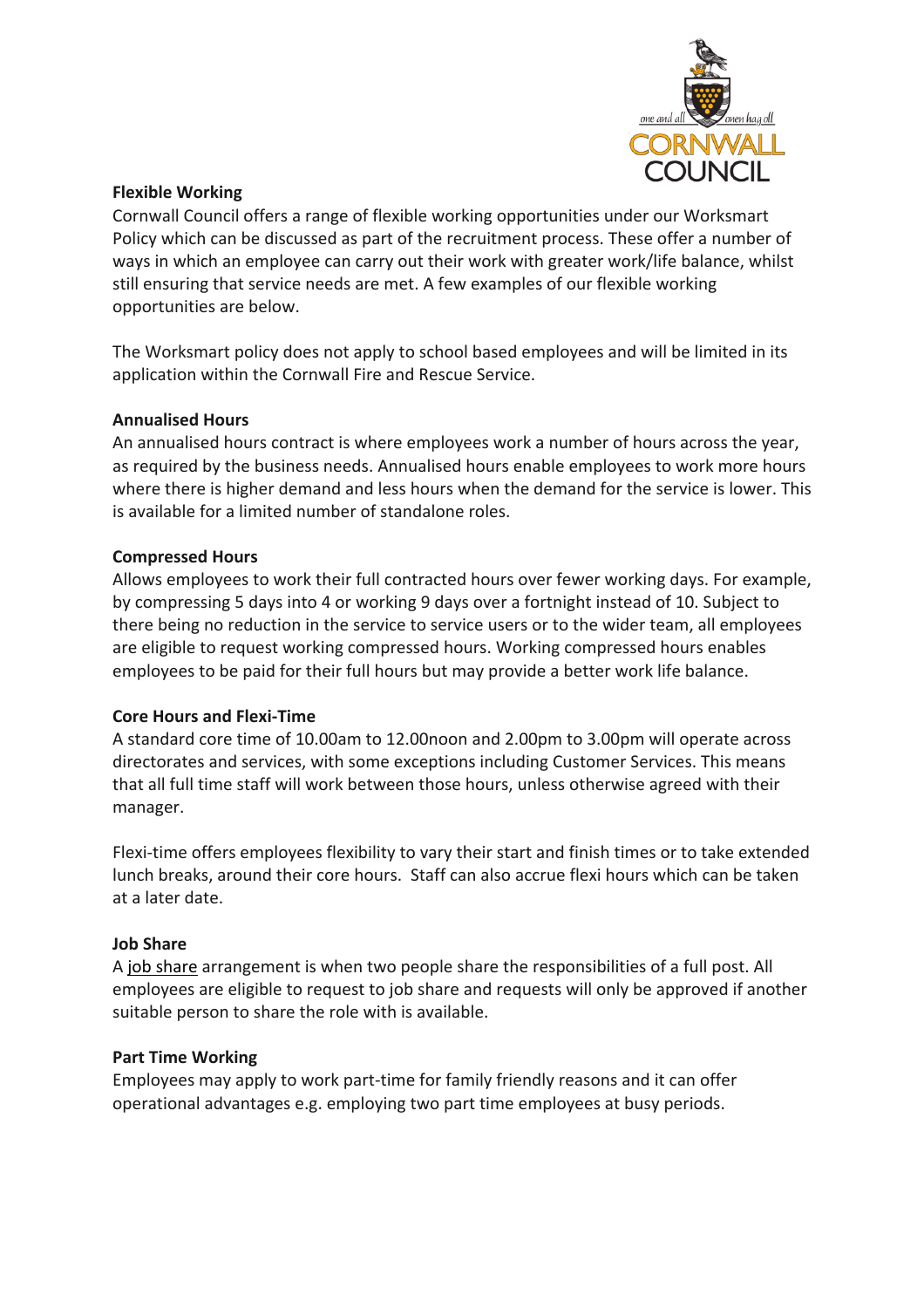## Flexible Working

Cornwall Council offers a range of flexible working opportunities under our Worksmart Policy which can be discussed as part of the recruitment process. These offer a number of ways in which an employee can carry out their work with greater work/life balance, whilst still ensuring that service needs are met. A few examples of our flexible working opportunities are below.

The Worksmart policy does not apply to school based employees and will be limited in its application within the Cornwall Fire and Rescue Service.

### Annualised Hours

An annualised hours contract is where employees work a number of hours across the year, as required by the business needs. Annualised hours enable employees to work more hours where there is higher demand and less hours when the demand for the service is lower. This is available for a limited number of standalone roles.

### Compressed Hours

Allows employees to work their full contracted hours over fewer working days. For example, by compressing 5 days into 4 or working 9 days over a fortnight instead of 10. Subject to there being no reduction in the service to service users or to the wider team, all employees are eligible to request working compressed hours. Working compressed hours enables employees to be paid for their full hours but may provide a better work life balance.

### Core Hours and Flexi-Time

A standard core time of 10.00am to 12.00noon and 2.00pm to 3.00pm will operate across directorates and services, with some exceptions including Customer Services. This means that all full time staff will work between those hours, unless otherwise agreed with their manager.

Flexi-time offers employees flexibility to vary their start and finish times or to take extended lunch breaks, around their core hours. Staff can also accrue flexi hours which can be taken at a later date.

### Job Share

A job share arrangement is when two people share the responsibilities of a full post. All employees are eligible to request to job share and requests will only be approved if another suitable person to share the role with is available.

### Part Time Working

Employees may apply to work part-time for family friendly reasons and it can offer operational advantages e.g. employing two part time employees at busy periods.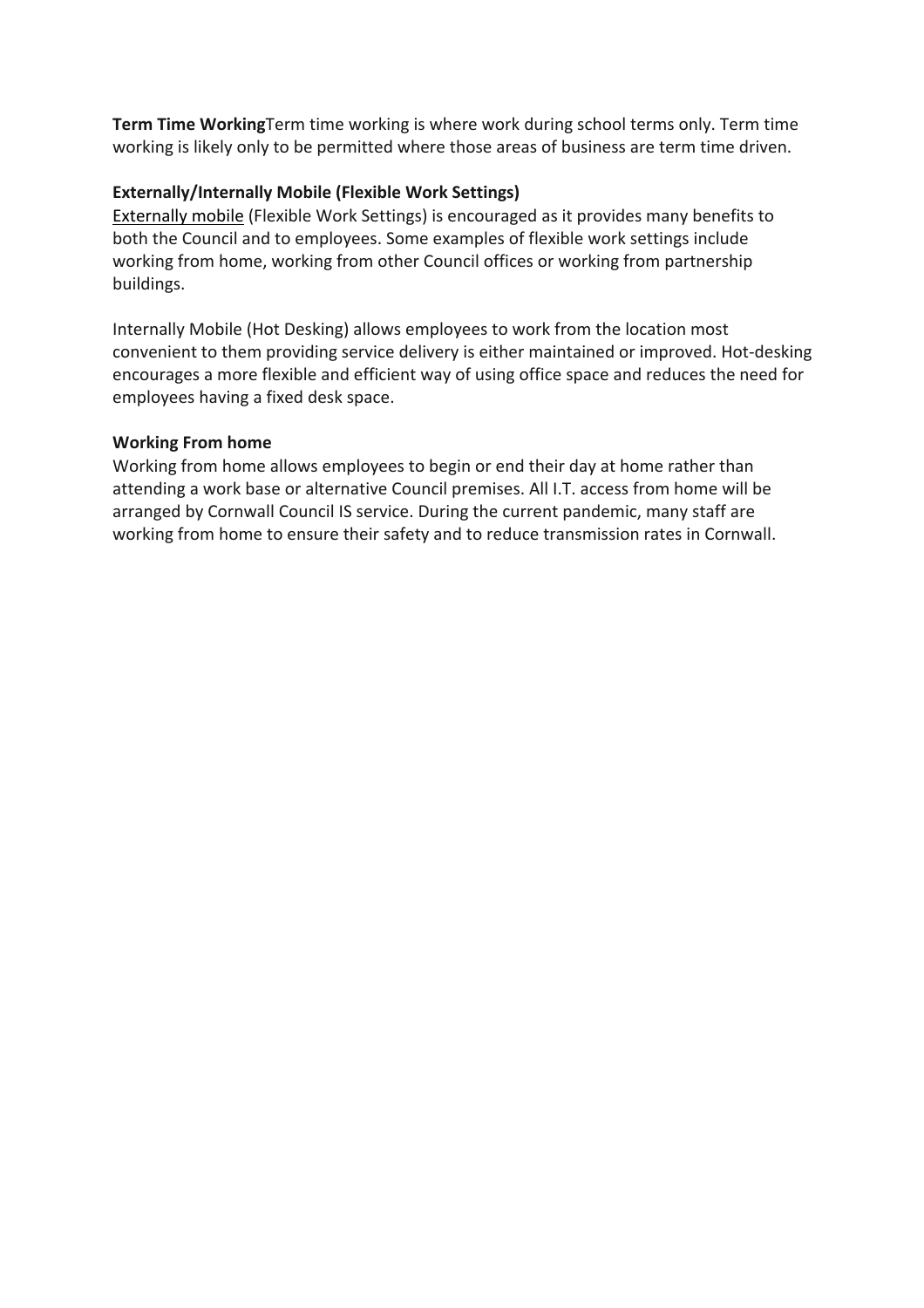**Term Time Working**Term time working is where work during school terms only. Term time working is likely only to be permitted where those areas of business are term time driven.

**Externally/Internally Mobile (Flexible Work Settings)**

Externally mobile (Flexible Work Settings) is encouraged as it provides many benefits to both the Council and to employees. Some examples of flexible work settings include working from home, working from other Council offices or working from partnership buildings.

Internally Mobile (Hot Desking) allows employees to work from the location most convenient to them providing service delivery is either maintained or improved. Hot-desking encourages a more flexible and efficient way of using office space and reduces the need for employees having a fixed desk space.

**Working From home**

Working from home allows employees to begin or end their day at home rather than attending a work base or alternative Council premises. All I.T. access from home will be arranged by Cornwall Council IS service. During the current pandemic, many staff are working from home to ensure their safety and to reduce transmission rates in Cornwall.